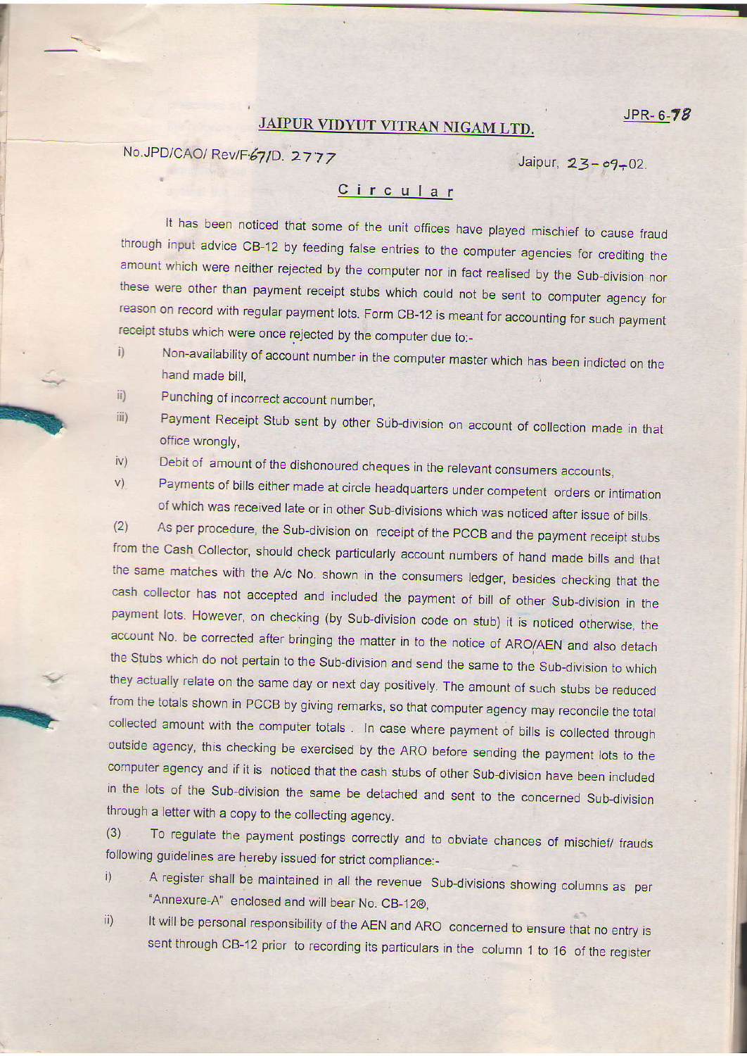JPR- 6-78

# JAIPUR VIDYUT VITRAN NIGAM LTD.

No.JPD/CAO/ Rev/F-67/D. 2777 Jaipur, 23-09-02.

## Circular

It has been noticed that some of the unit offices have played mischief to cause fraud through input advice CB-12 by feeding false entries to the computer agencies for crediting the amount which were neither rejected by the computer nor in fact realised by the Sub-division nor these were other than payment receipt stubs which could not be sent to computer agency for reason on record with regular payment lots. Form CB-12 is meant for accounting for such payment receipt stubs which were once rejected by the computer due to:-

i) Non-availability of account number in the computer master which has been indicted on the hand made bill,

ii) Punching of incorrect account number,

iii) Payment Receipt Stub sent by other Sub-division on account of collection made in that office wrongly,

iv) Debit of amount of the dishonoured cheques in the relevant consumers accounts,

v) Payments of bills either made at circle headquarters under competent orders or intimation of which was received late or in other Sub-divisions which was noticed after issue of bills.

(2) As per procedure, the Sub-division on receipt of the PCCB and the payment receipt stubs from the Cash Collector, should check particularly account numbers of hand made bills and that the same matches with the A/c No. shown in the consumers ledger, besides checking that the cash collector has not accepted and included the payment of bill of other Sub-division in the payment lots. However, on checking (by Sub-division code on stub) it is noticed otherwise, the account No. be corrected after bringing the matter in to the notice of ARO/AEN and also detach the Stubs which do not pertain to the Sub-division and send the same to the Sub-division to which they actually relate on the same day or next day positively. The amount of such stubs be reduced from the totals shown in PCCB by giving remarks, so that computer agency may reconcile the total collected amount with the computer totals . In case where payment of bills is collected through outside agency, this checking be exercised by the ARO before sending the payment lots to the computer agency and if it is noticed that the cash stubs of other Sub-division have been included in the lots of the Sub-division the same be detached and sent to the concerned Sub-division through a letter with a copy to the collecting agency.

(3) To regulate the payment postings correctly and to obviate chances of mischief/ frauds following guidelines are hereby issued for strict compliance:-

i) A register shall be maintained in all the revenue Sub-divisions showing columns as per "Annexure-A" enclosed and will bear No. CB-12®,

ii) It will be personal responsibility of the AEN and ARO concerned to ensure that no entry is sent through CB-12 prior to recording its particulars in the column 1 to 16 of the register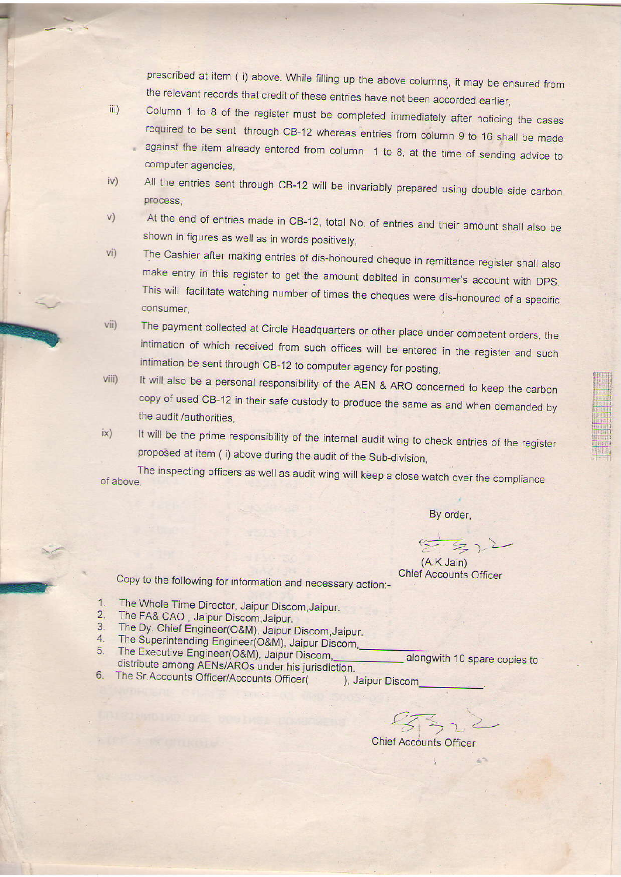prescribed at item ( i) above. While filling up the above columns, it may be ensured from the relevant records that credit of these entries have not been accorded earlier,

iii) Column 1 to 8 of the register must be completed immediately after noticing the cases required to be sent through CB-12 whereas entries from column 9 to 16 shall be made against the item already entered from column 1 to 8, at the time of sending advice to computer agencies,

iv) All the entries sent through CB-12 will be invariably prepared using double side carbon process,

v) At the end of entries made in CB-12, total No. of entries and their amount shall also be shown in figures as well as in words positively,

vi) The Cashier after making entries of dis-honoured cheque in remittance register shall also make entry in this register to get the amount debited in consumer's account with DPS. This will facilitate watching number of times the cheques were dis-honoured of a specific consumer,

vii) The payment collected at Circle Headquarters or other place under competent orders, the intimation of which received from such offices will be entered in the register and such intimation be sent through CB-12 to computer agency for posting,

viii) It will also be a personal responsibility of the AEN & ARO concerned to keep the carbon copy of used CB-12 in their safe custody to produce the same as and when demanded by the audit /authorities,

ix) It will be the prime responsibility of the internal audit wing to check entries of the register proposed at item ( i) above during the audit of the Sub-division,

The inspecting officers as well as audit wing will keep a close watch over the compliance of above.

By order,

(A.K.Jain)
Chief Accounts Officer

Copy to the following for information and necessary action:-

1. The Whole Time Director, Jaipur Discom,Jaipur.
2. The FA& CAO , Jaipur Discom,Jaipur.
3. The Dy. Chief Engineer(O&M), Jaipur Discom,Jaipur.
4. The Superintending Engineer(O&M), Jaipur Discom,\_\_\_\_\_\_\_\_\_\_
5. The Executive Engineer(O&M), Jaipur Discom,\_\_\_\_\_\_\_\_\_\_ alongwith 10 spare copies to distribute among AENs/AROs under his jurisdiction.
6. The Sr.Accounts Officer/Accounts Officer( ), Jaipur Discom\_\_\_\_\_\_\_\_\_\_.

Chief Accounts Officer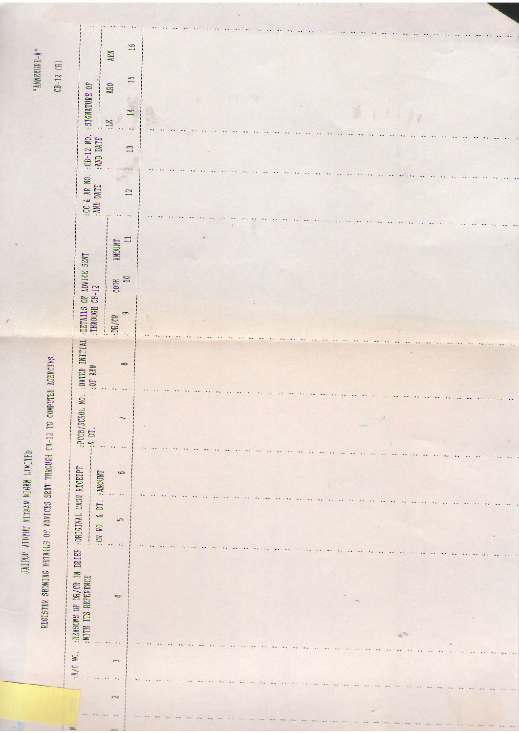"ANNEXURE-A"

CB-12 (R)

# JAIPUR VIDYUT VITRAN NIGAM LIMITED

## REGISTER SHOWING DETAILS OF ADVICES SENT THROUGH CB-12 TO COMPUTER AGENCIES.

| N | | A/C NO. | REASONS OF DR/CR IN BRIEF WITH ITS REFERENCE | ORIGINAL CASH RECEIPT | | PCCB/SCROL NO. & DT. | DATED INITIAL OF AEN | DETAILS OF ADVICE SENT THROUGH CB-12 | | | CC & AR NO. AND DATE | CB-12 NO. AND DATE | SIGNATURE OF | | |
|---|---|---|---|---|---|---|---|---|---|---|---|---|---|---|---|
| | | | | CR NO. & DT. | AMOUNT | | | DR/CR | CODE | AMOUNT | | | LK | ARO | AEN |
| 1 | 2 | 3 | 4 | 5 | 6 | 7 | 8 | 9 | 10 | 11 | 12 | 13 | 14 | 15 | 16 |